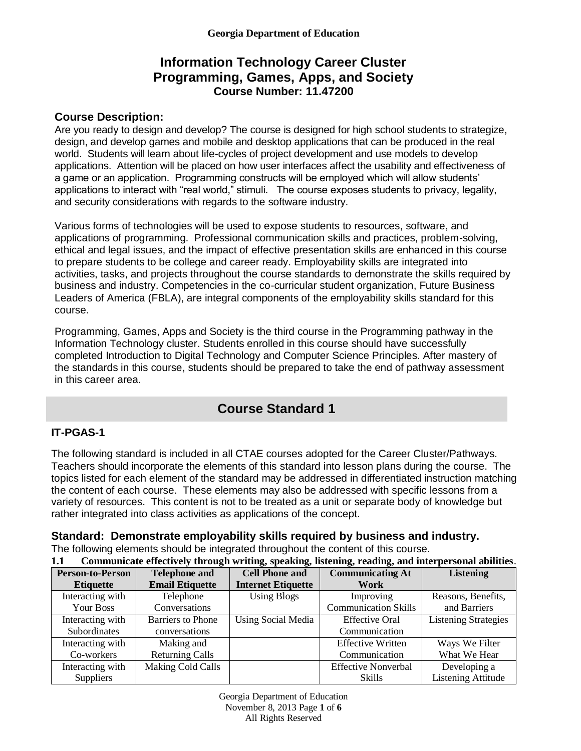**Georgia Department of Education**

# Information Technology Career Cluster
# Programming, Games, Apps, and Society
### Course Number: 11.47200

## Course Description:

Are you ready to design and develop? The course is designed for high school students to strategize, design, and develop games and mobile and desktop applications that can be produced in the real world. Students will learn about life-cycles of project development and use models to develop applications. Attention will be placed on how user interfaces affect the usability and effectiveness of a game or an application. Programming constructs will be employed which will allow students' applications to interact with "real world," stimuli. The course exposes students to privacy, legality, and security considerations with regards to the software industry.

Various forms of technologies will be used to expose students to resources, software, and applications of programming. Professional communication skills and practices, problem-solving, ethical and legal issues, and the impact of effective presentation skills are enhanced in this course to prepare students to be college and career ready. Employability skills are integrated into activities, tasks, and projects throughout the course standards to demonstrate the skills required by business and industry. Competencies in the co-curricular student organization, Future Business Leaders of America (FBLA), are integral components of the employability skills standard for this course.

Programming, Games, Apps and Society is the third course in the Programming pathway in the Information Technology cluster. Students enrolled in this course should have successfully completed Introduction to Digital Technology and Computer Science Principles. After mastery of the standards in this course, students should be prepared to take the end of pathway assessment in this career area.

## Course Standard 1

### IT-PGAS-1

The following standard is included in all CTAE courses adopted for the Career Cluster/Pathways. Teachers should incorporate the elements of this standard into lesson plans during the course. The topics listed for each element of the standard may be addressed in differentiated instruction matching the content of each course. These elements may also be addressed with specific lessons from a variety of resources. This content is not to be treated as a unit or separate body of knowledge but rather integrated into class activities as applications of the concept.

### Standard: Demonstrate employability skills required by business and industry.

The following elements should be integrated throughout the content of this course.

**1.1 Communicate effectively through writing, speaking, listening, reading, and interpersonal abilities**.

| Person-to-Person Etiquette | Telephone and Email Etiquette | Cell Phone and Internet Etiquette | Communicating At Work | Listening |
|---|---|---|---|---|
| Interacting with Your Boss | Telephone Conversations | Using Blogs | Improving Communication Skills | Reasons, Benefits, and Barriers |
| Interacting with Subordinates | Barriers to Phone conversations | Using Social Media | Effective Oral Communication | Listening Strategies |
| Interacting with Co-workers | Making and Returning Calls | | Effective Written Communication | Ways We Filter What We Hear |
| Interacting with Suppliers | Making Cold Calls | | Effective Nonverbal Skills | Developing a Listening Attitude |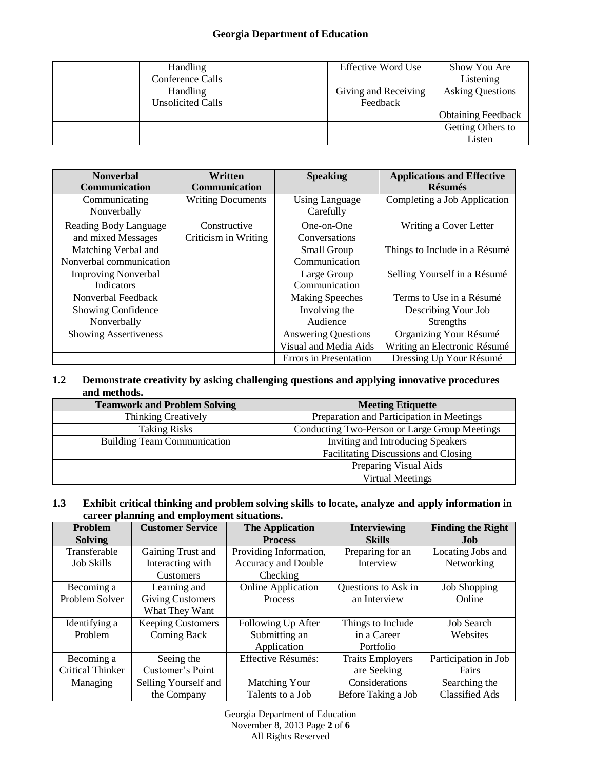| | | | | |
|---|---|---|---|---|
| | Handling Conference Calls | | Effective Word Use | Show You Are Listening |
| | Handling Unsolicited Calls | | Giving and Receiving Feedback | Asking Questions |
| | | | | Obtaining Feedback |
| | | | | Getting Others to Listen |

| Nonverbal Communication | Written Communication | Speaking | Applications and Effective Résumés |
|---|---|---|---|
| Communicating Nonverbally | Writing Documents | Using Language Carefully | Completing a Job Application |
| Reading Body Language and mixed Messages | Constructive Criticism in Writing | One-on-One Conversations | Writing a Cover Letter |
| Matching Verbal and Nonverbal communication | | Small Group Communication | Things to Include in a Résumé |
| Improving Nonverbal Indicators | | Large Group Communication | Selling Yourself in a Résumé |
| Nonverbal Feedback | | Making Speeches | Terms to Use in a Résumé |
| Showing Confidence Nonverbally | | Involving the Audience | Describing Your Job Strengths |
| Showing Assertiveness | | Answering Questions | Organizing Your Résumé |
| | | Visual and Media Aids | Writing an Electronic Résumé |
| | | Errors in Presentation | Dressing Up Your Résumé |

**1.2 Demonstrate creativity by asking challenging questions and applying innovative procedures and methods.**

| Teamwork and Problem Solving | Meeting Etiquette |
|---|---|
| Thinking Creatively | Preparation and Participation in Meetings |
| Taking Risks | Conducting Two-Person or Large Group Meetings |
| Building Team Communication | Inviting and Introducing Speakers |
| | Facilitating Discussions and Closing |
| | Preparing Visual Aids |
| | Virtual Meetings |

**1.3 Exhibit critical thinking and problem solving skills to locate, analyze and apply information in career planning and employment situations.**

| Problem Solving | Customer Service | The Application Process | Interviewing Skills | Finding the Right Job |
|---|---|---|---|---|
| Transferable Job Skills | Gaining Trust and Interacting with Customers | Providing Information, Accuracy and Double Checking | Preparing for an Interview | Locating Jobs and Networking |
| Becoming a Problem Solver | Learning and Giving Customers What They Want | Online Application Process | Questions to Ask in an Interview | Job Shopping Online |
| Identifying a Problem | Keeping Customers Coming Back | Following Up After Submitting an Application | Things to Include in a Career Portfolio | Job Search Websites |
| Becoming a Critical Thinker | Seeing the Customer's Point | Effective Résumés: | Traits Employers are Seeking | Participation in Job Fairs |
| Managing | Selling Yourself and the Company | Matching Your Talents to a Job | Considerations Before Taking a Job | Searching the Classified Ads |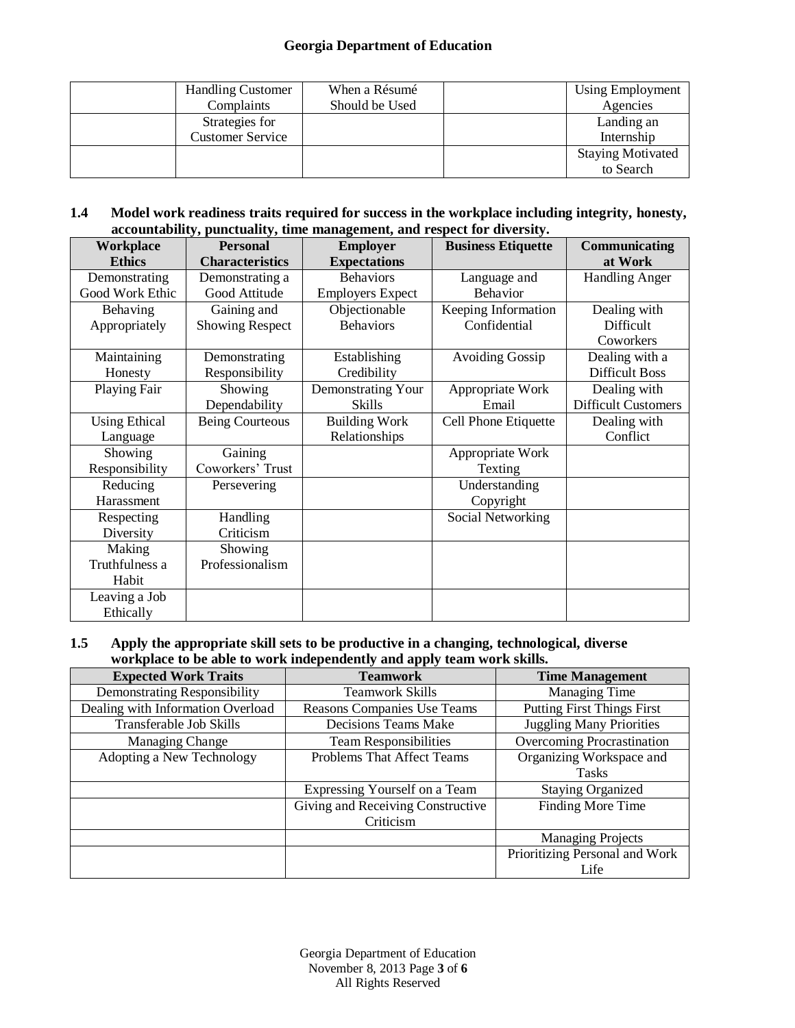| | Handling Customer Complaints | When a Résumé Should be Used | | Using Employment Agencies |
|---|---|---|---|---|
| | Strategies for Customer Service | | | Landing an Internship |
| | | | | Staying Motivated to Search |

**1.4 Model work readiness traits required for success in the workplace including integrity, honesty, accountability, punctuality, time management, and respect for diversity.**

| Workplace Ethics | Personal Characteristics | Employer Expectations | Business Etiquette | Communicating at Work |
|---|---|---|---|---|
| Demonstrating Good Work Ethic | Demonstrating a Good Attitude | Behaviors Employers Expect | Language and Behavior | Handling Anger |
| Behaving Appropriately | Gaining and Showing Respect | Objectionable Behaviors | Keeping Information Confidential | Dealing with Difficult Coworkers |
| Maintaining Honesty | Demonstrating Responsibility | Establishing Credibility | Avoiding Gossip | Dealing with a Difficult Boss |
| Playing Fair | Showing Dependability | Demonstrating Your Skills | Appropriate Work Email | Dealing with Difficult Customers |
| Using Ethical Language | Being Courteous | Building Work Relationships | Cell Phone Etiquette | Dealing with Conflict |
| Showing Responsibility | Gaining Coworkers' Trust | | Appropriate Work Texting | |
| Reducing Harassment | Persevering | | Understanding Copyright | |
| Respecting Diversity | Handling Criticism | | Social Networking | |
| Making Truthfulness a Habit | Showing Professionalism | | | |
| Leaving a Job Ethically | | | | |

**1.5 Apply the appropriate skill sets to be productive in a changing, technological, diverse workplace to be able to work independently and apply team work skills.**

| Expected Work Traits | Teamwork | Time Management |
|---|---|---|
| Demonstrating Responsibility | Teamwork Skills | Managing Time |
| Dealing with Information Overload | Reasons Companies Use Teams | Putting First Things First |
| Transferable Job Skills | Decisions Teams Make | Juggling Many Priorities |
| Managing Change | Team Responsibilities | Overcoming Procrastination |
| Adopting a New Technology | Problems That Affect Teams | Organizing Workspace and Tasks |
| | Expressing Yourself on a Team | Staying Organized |
| | Giving and Receiving Constructive Criticism | Finding More Time |
| | | Managing Projects |
| | | Prioritizing Personal and Work Life |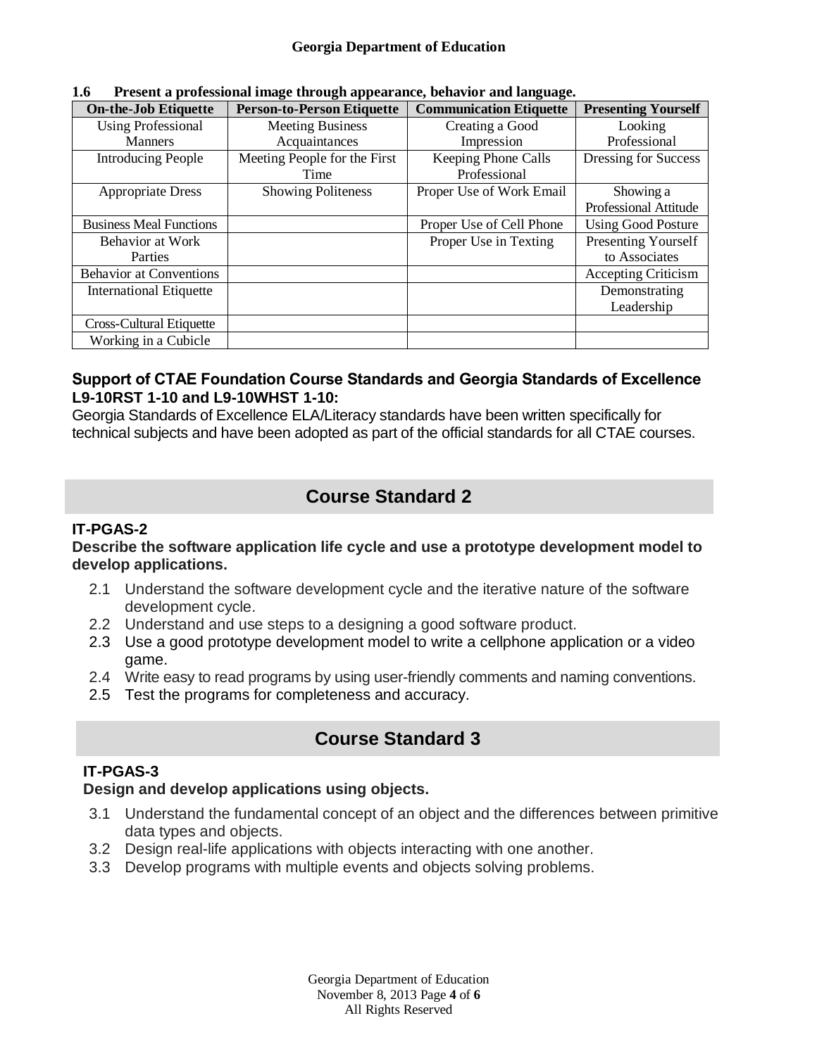**1.6 Present a professional image through appearance, behavior and language.**

| On-the-Job Etiquette | Person-to-Person Etiquette | Communication Etiquette | Presenting Yourself |
|---|---|---|---|
| Using Professional Manners | Meeting Business Acquaintances | Creating a Good Impression | Looking Professional |
| Introducing People | Meeting People for the First Time | Keeping Phone Calls Professional | Dressing for Success |
| Appropriate Dress | Showing Politeness | Proper Use of Work Email | Showing a Professional Attitude |
| Business Meal Functions | | Proper Use of Cell Phone | Using Good Posture |
| Behavior at Work Parties | | Proper Use in Texting | Presenting Yourself to Associates |
| Behavior at Conventions | | | Accepting Criticism |
| International Etiquette | | | Demonstrating Leadership |
| Cross-Cultural Etiquette | | | |
| Working in a Cubicle | | | |

**Support of CTAE Foundation Course Standards and Georgia Standards of Excellence L9-10RST 1-10 and L9-10WHST 1-10:**
Georgia Standards of Excellence ELA/Literacy standards have been written specifically for technical subjects and have been adopted as part of the official standards for all CTAE courses.

## Course Standard 2

**IT-PGAS-2**

**Describe the software application life cycle and use a prototype development model to develop applications.**

2.1 Understand the software development cycle and the iterative nature of the software development cycle.
2.2 Understand and use steps to a designing a good software product.
2.3 Use a good prototype development model to write a cellphone application or a video game.
2.4 Write easy to read programs by using user-friendly comments and naming conventions.
2.5 Test the programs for completeness and accuracy.

## Course Standard 3

**IT-PGAS-3**

**Design and develop applications using objects.**

3.1 Understand the fundamental concept of an object and the differences between primitive data types and objects.
3.2 Design real-life applications with objects interacting with one another.
3.3 Develop programs with multiple events and objects solving problems.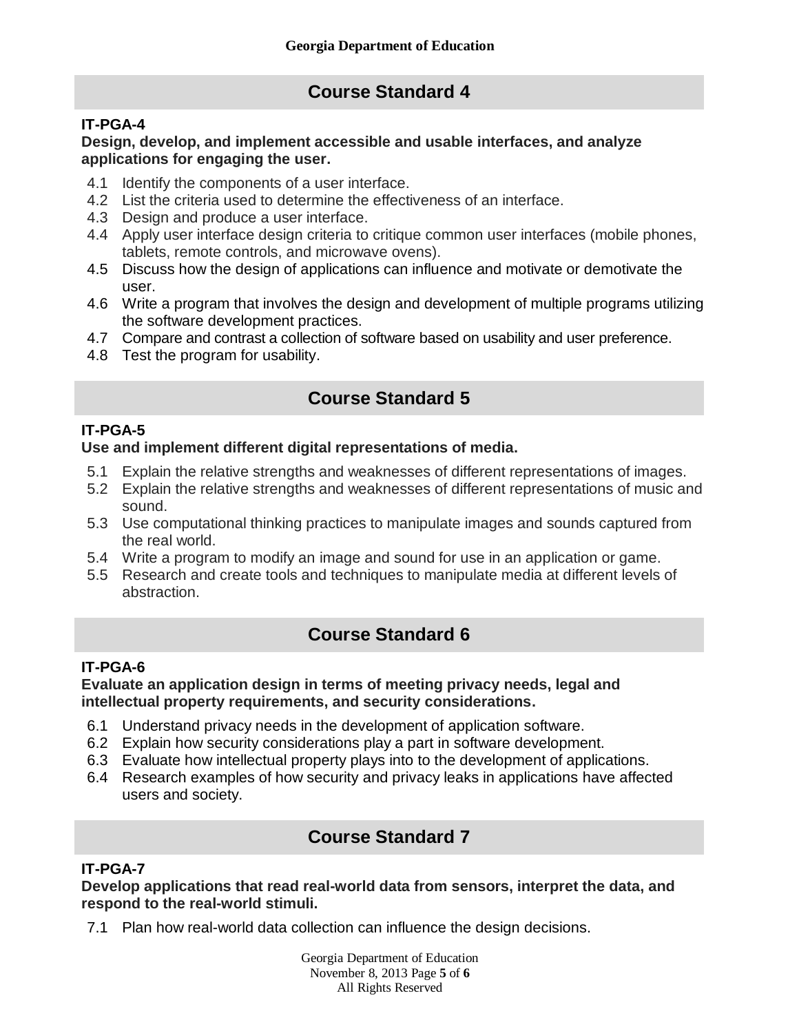## Course Standard 4

**IT-PGA-4**

**Design, develop, and implement accessible and usable interfaces, and analyze applications for engaging the user.**

4.1 Identify the components of a user interface.
4.2 List the criteria used to determine the effectiveness of an interface.
4.3 Design and produce a user interface.
4.4 Apply user interface design criteria to critique common user interfaces (mobile phones, tablets, remote controls, and microwave ovens).
4.5 Discuss how the design of applications can influence and motivate or demotivate the user.
4.6 Write a program that involves the design and development of multiple programs utilizing the software development practices.
4.7 Compare and contrast a collection of software based on usability and user preference.
4.8 Test the program for usability.

## Course Standard 5

**IT-PGA-5**

**Use and implement different digital representations of media.**

5.1 Explain the relative strengths and weaknesses of different representations of images.
5.2 Explain the relative strengths and weaknesses of different representations of music and sound.
5.3 Use computational thinking practices to manipulate images and sounds captured from the real world.
5.4 Write a program to modify an image and sound for use in an application or game.
5.5 Research and create tools and techniques to manipulate media at different levels of abstraction.

## Course Standard 6

**IT-PGA-6**

**Evaluate an application design in terms of meeting privacy needs, legal and intellectual property requirements, and security considerations.**

6.1 Understand privacy needs in the development of application software.
6.2 Explain how security considerations play a part in software development.
6.3 Evaluate how intellectual property plays into to the development of applications.
6.4 Research examples of how security and privacy leaks in applications have affected users and society.

## Course Standard 7

**IT-PGA-7**

**Develop applications that read real-world data from sensors, interpret the data, and respond to the real-world stimuli.**

7.1 Plan how real-world data collection can influence the design decisions.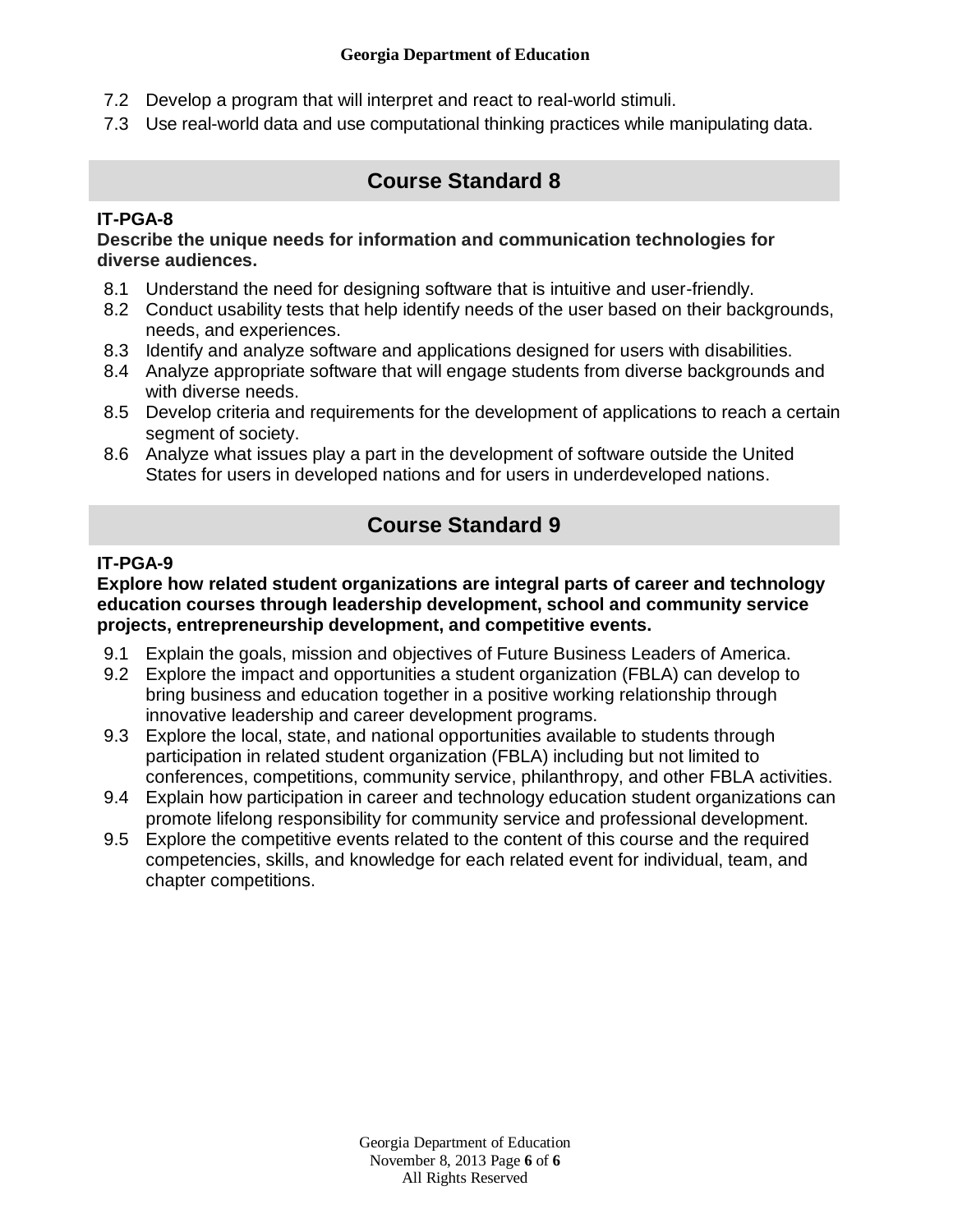7.2 Develop a program that will interpret and react to real-world stimuli.

7.3 Use real-world data and use computational thinking practices while manipulating data.

## Course Standard 8

**IT-PGA-8**

**Describe the unique needs for information and communication technologies for diverse audiences.**

8.1 Understand the need for designing software that is intuitive and user-friendly.

8.2 Conduct usability tests that help identify needs of the user based on their backgrounds, needs, and experiences.

8.3 Identify and analyze software and applications designed for users with disabilities.

8.4 Analyze appropriate software that will engage students from diverse backgrounds and with diverse needs.

8.5 Develop criteria and requirements for the development of applications to reach a certain segment of society.

8.6 Analyze what issues play a part in the development of software outside the United States for users in developed nations and for users in underdeveloped nations.

## Course Standard 9

**IT-PGA-9**

**Explore how related student organizations are integral parts of career and technology education courses through leadership development, school and community service projects, entrepreneurship development, and competitive events.**

9.1 Explain the goals, mission and objectives of Future Business Leaders of America.

9.2 Explore the impact and opportunities a student organization (FBLA) can develop to bring business and education together in a positive working relationship through innovative leadership and career development programs.

9.3 Explore the local, state, and national opportunities available to students through participation in related student organization (FBLA) including but not limited to conferences, competitions, community service, philanthropy, and other FBLA activities.

9.4 Explain how participation in career and technology education student organizations can promote lifelong responsibility for community service and professional development.

9.5 Explore the competitive events related to the content of this course and the required competencies, skills, and knowledge for each related event for individual, team, and chapter competitions.